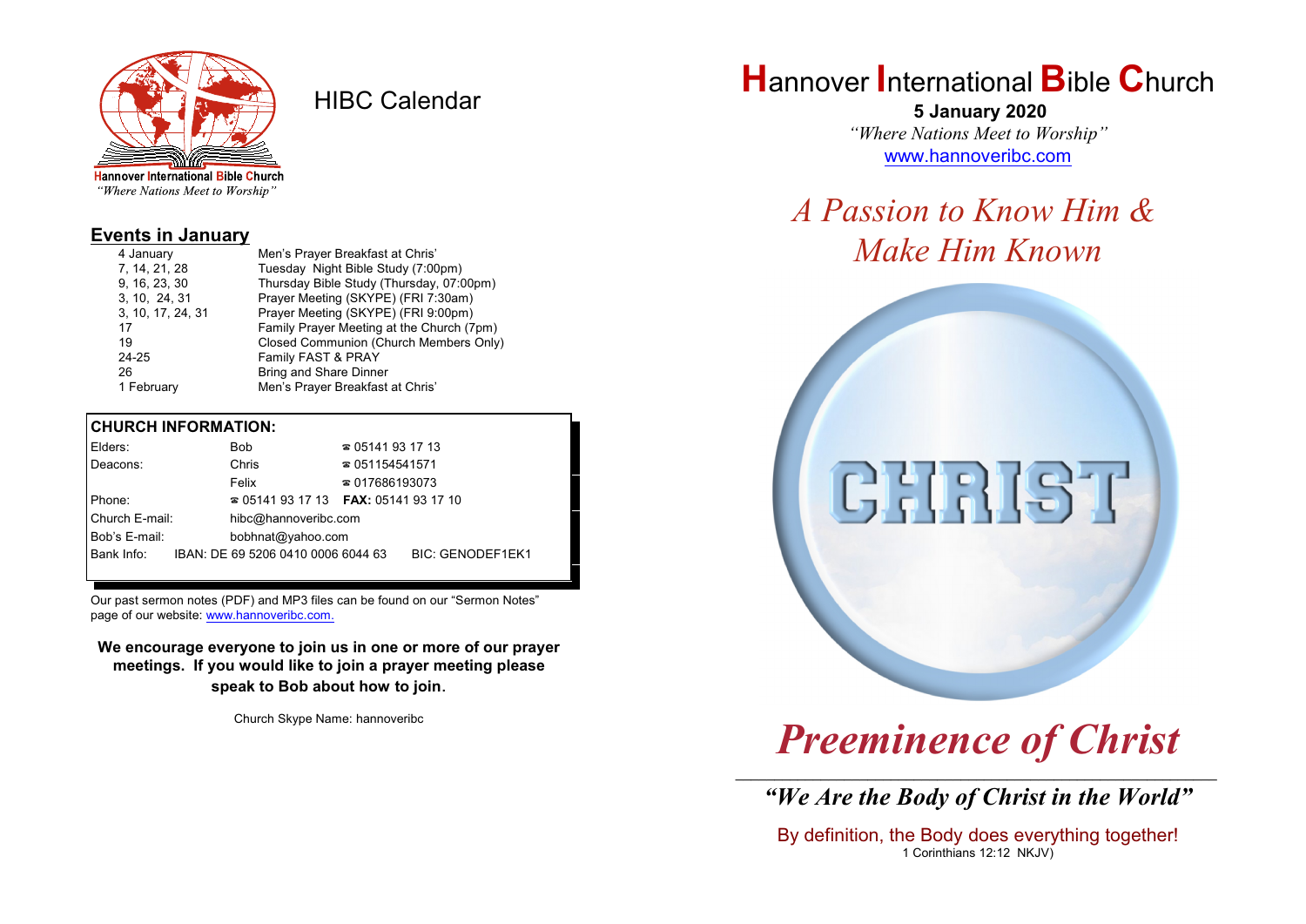Hannover International Bible Church
*"Where Nations Meet to Worship"*

# HIBC Calendar

## Events in January

| | |
|---|---|
| 4 January | Men's Prayer Breakfast at Chris' |
| 7, 14, 21, 28 | Tuesday Night Bible Study (7:00pm) |
| 9, 16, 23, 30 | Thursday Bible Study (Thursday, 07:00pm) |
| 3, 10, 24, 31 | Prayer Meeting (SKYPE) (FRI 7:30am) |
| 3, 10, 17, 24, 31 | Prayer Meeting (SKYPE) (FRI 9:00pm) |
| 17 | Family Prayer Meeting at the Church (7pm) |
| 19 | Closed Communion (Church Members Only) |
| 24-25 | Family FAST & PRAY |
| 26 | Bring and Share Dinner |
| 1 February | Men's Prayer Breakfast at Chris' |

## CHURCH INFORMATION:

| | | |
|---|---|---|
| Elders: | Bob | ☎ 05141 93 17 13 |
| Deacons: | Chris | ☎ 051154541571 |
| | Felix | ☎ 017686193073 |
| Phone: | ☎ 05141 93 17 13 | **FAX:** 05141 93 17 10 |
| Church E-mail: | hibc@hannoveribc.com | |
| Bob's E-mail: | bobhnat@yahoo.com | |
| Bank Info: | IBAN: DE 69 5206 0410 0006 6044 63 | BIC: GENODEF1EK1 |

Our past sermon notes (PDF) and MP3 files can be found on our "Sermon Notes" page of our website: www.hannoveribc.com.

**We encourage everyone to join us in one or more of our prayer meetings. If you would like to join a prayer meeting please speak to Bob about how to join.**

Church Skype Name: hannoveribc

# Hannover International Bible Church

**5 January 2020**

*"Where Nations Meet to Worship"*

www.hannoveribc.com

## *A Passion to Know Him & Make Him Known*

CHRIST

# *Preeminence of Christ*

***"We Are the Body of Christ in the World"***

By definition, the Body does everything together!
1 Corinthians 12:12 NKJV)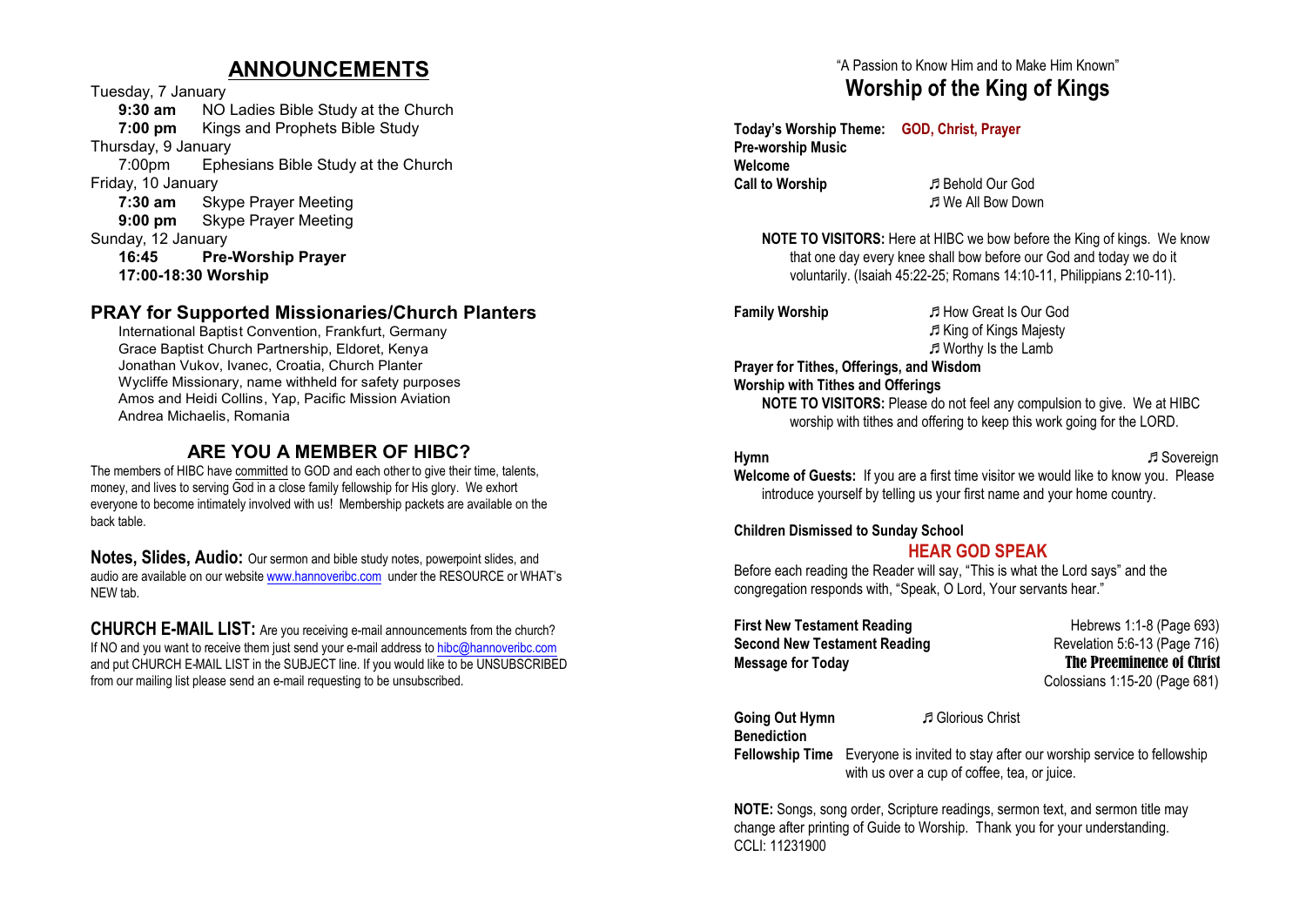# ANNOUNCEMENTS

Tuesday, 7 January
**9:30 am** NO Ladies Bible Study at the Church
**7:00 pm** Kings and Prophets Bible Study

Thursday, 9 January
7:00pm Ephesians Bible Study at the Church

Friday, 10 January
**7:30 am** Skype Prayer Meeting
**9:00 pm** Skype Prayer Meeting

Sunday, 12 January
**16:45 Pre-Worship Prayer**
**17:00-18:30 Worship**

## PRAY for Supported Missionaries/Church Planters

International Baptist Convention, Frankfurt, Germany
Grace Baptist Church Partnership, Eldoret, Kenya
Jonathan Vukov, Ivanec, Croatia, Church Planter
Wycliffe Missionary, name withheld for safety purposes
Amos and Heidi Collins, Yap, Pacific Mission Aviation
Andrea Michaelis, Romania

## ARE YOU A MEMBER OF HIBC?

The members of HIBC have committed to GOD and each other to give their time, talents, money, and lives to serving God in a close family fellowship for His glory. We exhort everyone to become intimately involved with us! Membership packets are available on the back table.

**Notes, Slides, Audio:** Our sermon and bible study notes, powerpoint slides, and audio are available on our website www.hannoveribc.com under the RESOURCE or WHAT's NEW tab.

**CHURCH E-MAIL LIST:** Are you receiving e-mail announcements from the church? If NO and you want to receive them just send your e-mail address to hibc@hannoveribc.com and put CHURCH E-MAIL LIST in the SUBJECT line. If you would like to be UNSUBSCRIBED from our mailing list please send an e-mail requesting to be unsubscribed.

"A Passion to Know Him and to Make Him Known"

# Worship of the King of Kings

**Today's Worship Theme:** **GOD, Christ, Prayer**
**Pre-worship Music**
**Welcome**
**Call to Worship** ♬ Behold Our God
♬ We All Bow Down

**NOTE TO VISITORS:** Here at HIBC we bow before the King of kings. We know that one day every knee shall bow before our God and today we do it voluntarily. (Isaiah 45:22-25; Romans 14:10-11, Philippians 2:10-11).

**Family Worship** ♬ How Great Is Our God
♬ King of Kings Majesty
♬ Worthy Is the Lamb

**Prayer for Tithes, Offerings, and Wisdom**
**Worship with Tithes and Offerings**

**NOTE TO VISITORS:** Please do not feel any compulsion to give. We at HIBC worship with tithes and offering to keep this work going for the LORD.

**Hymn** ♬ Sovereign

**Welcome of Guests:** If you are a first time visitor we would like to know you. Please introduce yourself by telling us your first name and your home country.

**Children Dismissed to Sunday School**

## HEAR GOD SPEAK

Before each reading the Reader will say, "This is what the Lord says" and the congregation responds with, "Speak, O Lord, Your servants hear."

**First New Testament Reading** Hebrews 1:1-8 (Page 693)
**Second New Testament Reading** Revelation 5:6-13 (Page 716)
**Message for Today** **The Preeminence of Christ**
Colossians 1:15-20 (Page 681)

**Going Out Hymn** ♬ Glorious Christ
**Benediction**
**Fellowship Time** Everyone is invited to stay after our worship service to fellowship with us over a cup of coffee, tea, or juice.

**NOTE:** Songs, song order, Scripture readings, sermon text, and sermon title may change after printing of Guide to Worship. Thank you for your understanding.
CCLI: 11231900